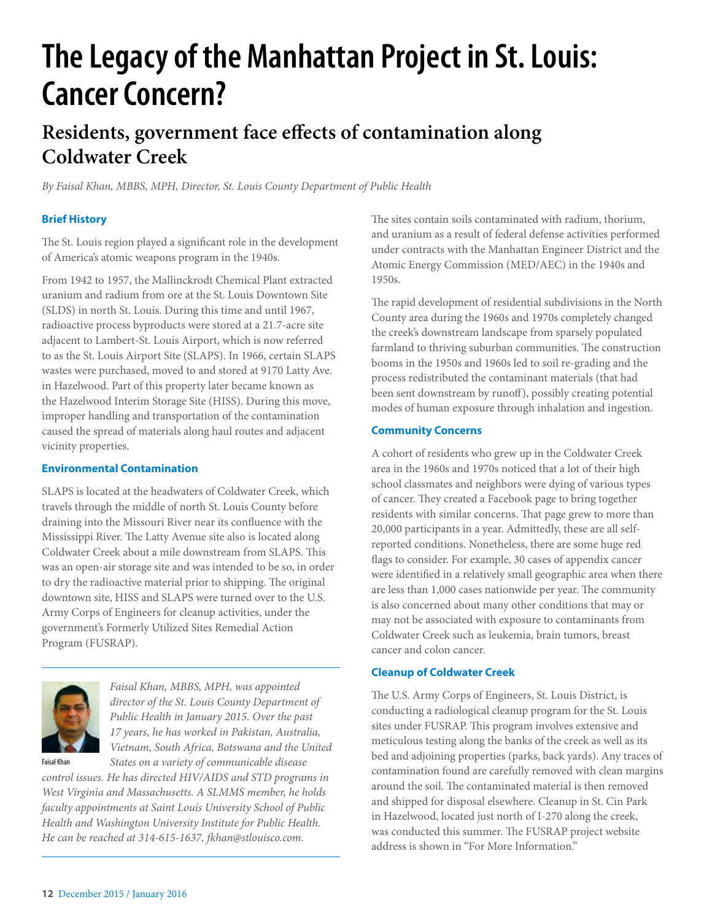# The Legacy of the Manhattan Project in St. Louis: Cancer Concern?

## Residents, government face effects of contamination along Coldwater Creek

*By Faisal Khan, MBBS, MPH, Director, St. Louis County Department of Public Health*

### Brief History

The St. Louis region played a significant role in the development of America's atomic weapons program in the 1940s.

From 1942 to 1957, the Mallinckrodt Chemical Plant extracted uranium and radium from ore at the St. Louis Downtown Site (SLDS) in north St. Louis. During this time and until 1967, radioactive process byproducts were stored at a 21.7-acre site adjacent to Lambert-St. Louis Airport, which is now referred to as the St. Louis Airport Site (SLAPS). In 1966, certain SLAPS wastes were purchased, moved to and stored at 9170 Latty Ave. in Hazelwood. Part of this property later became known as the Hazelwood Interim Storage Site (HISS). During this move, improper handling and transportation of the contamination caused the spread of materials along haul routes and adjacent vicinity properties.

### Environmental Contamination

SLAPS is located at the headwaters of Coldwater Creek, which travels through the middle of north St. Louis County before draining into the Missouri River near its confluence with the Mississippi River. The Latty Avenue site also is located along Coldwater Creek about a mile downstream from SLAPS. This was an open-air storage site and was intended to be so, in order to dry the radioactive material prior to shipping. The original downtown site, HISS and SLAPS were turned over to the U.S. Army Corps of Engineers for cleanup activities, under the government's Formerly Utilized Sites Remedial Action Program (FUSRAP).

Faisal Khan

*Faisal Khan, MBBS, MPH, was appointed director of the St. Louis County Department of Public Health in January 2015. Over the past 17 years, he has worked in Pakistan, Australia, Vietnam, South Africa, Botswana and the United States on a variety of communicable disease control issues. He has directed HIV/AIDS and STD programs in West Virginia and Massachusetts. A SLMMS member, he holds faculty appointments at Saint Louis University School of Public Health and Washington University Institute for Public Health. He can be reached at 314-615-1637, fkhan@stlouisco.com.*

The sites contain soils contaminated with radium, thorium, and uranium as a result of federal defense activities performed under contracts with the Manhattan Engineer District and the Atomic Energy Commission (MED/AEC) in the 1940s and 1950s.

The rapid development of residential subdivisions in the North County area during the 1960s and 1970s completely changed the creek's downstream landscape from sparsely populated farmland to thriving suburban communities. The construction booms in the 1950s and 1960s led to soil re-grading and the process redistributed the contaminant materials (that had been sent downstream by runoff), possibly creating potential modes of human exposure through inhalation and ingestion.

### Community Concerns

A cohort of residents who grew up in the Coldwater Creek area in the 1960s and 1970s noticed that a lot of their high school classmates and neighbors were dying of various types of cancer. They created a Facebook page to bring together residents with similar concerns. That page grew to more than 20,000 participants in a year. Admittedly, these are all self-reported conditions. Nonetheless, there are some huge red flags to consider. For example, 30 cases of appendix cancer were identified in a relatively small geographic area when there are less than 1,000 cases nationwide per year. The community is also concerned about many other conditions that may or may not be associated with exposure to contaminants from Coldwater Creek such as leukemia, brain tumors, breast cancer and colon cancer.

### Cleanup of Coldwater Creek

The U.S. Army Corps of Engineers, St. Louis District, is conducting a radiological cleanup program for the St. Louis sites under FUSRAP. This program involves extensive and meticulous testing along the banks of the creek as well as its bed and adjoining properties (parks, back yards). Any traces of contamination found are carefully removed with clean margins around the soil. The contaminated material is then removed and shipped for disposal elsewhere. Cleanup in St. Cin Park in Hazelwood, located just north of I-270 along the creek, was conducted this summer. The FUSRAP project website address is shown in "For More Information."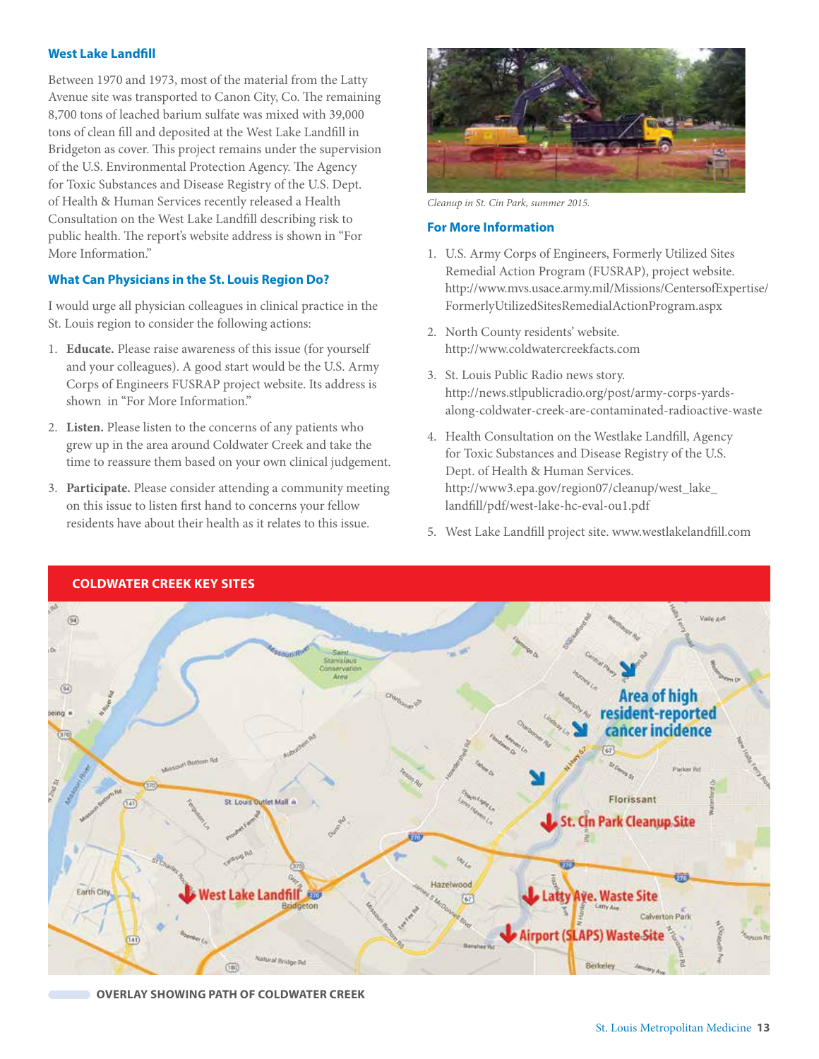### West Lake Landfill

Between 1970 and 1973, most of the material from the Latty Avenue site was transported to Canon City, Co. The remaining 8,700 tons of leached barium sulfate was mixed with 39,000 tons of clean fill and deposited at the West Lake Landfill in Bridgeton as cover. This project remains under the supervision of the U.S. Environmental Protection Agency. The Agency for Toxic Substances and Disease Registry of the U.S. Dept. of Health & Human Services recently released a Health Consultation on the West Lake Landfill describing risk to public health. The report's website address is shown in "For More Information."

### What Can Physicians in the St. Louis Region Do?

I would urge all physician colleagues in clinical practice in the St. Louis region to consider the following actions:

1. **Educate.** Please raise awareness of this issue (for yourself and your colleagues). A good start would be the U.S. Army Corps of Engineers FUSRAP project website. Its address is shown in "For More Information."
2. **Listen.** Please listen to the concerns of any patients who grew up in the area around Coldwater Creek and take the time to reassure them based on your own clinical judgement.
3. **Participate.** Please consider attending a community meeting on this issue to listen first hand to concerns your fellow residents have about their health as it relates to this issue.

*Cleanup in St. Cin Park, summer 2015.*

### For More Information

1. U.S. Army Corps of Engineers, Formerly Utilized Sites Remedial Action Program (FUSRAP), project website. http://www.mvs.usace.army.mil/Missions/CentersofExpertise/FormerlyUtilizedSitesRemedialActionProgram.aspx
2. North County residents' website. http://www.coldwatercreekfacts.com
3. St. Louis Public Radio news story. http://news.stlpublicradio.org/post/army-corps-yards-along-coldwater-creek-are-contaminated-radioactive-waste
4. Health Consultation on the Westlake Landfill, Agency for Toxic Substances and Disease Registry of the U.S. Dept. of Health & Human Services. http://www3.epa.gov/region07/cleanup/west_lake_landfill/pdf/west-lake-hc-eval-ou1.pdf
5. West Lake Landfill project site. www.westlakelandfill.com

### COLDWATER CREEK KEY SITES

Area of high resident-reported cancer incidence

St. Cin Park Cleanup Site

West Lake Landfill

Latty Ave. Waste Site

Airport (SLAPS) Waste Site

OVERLAY SHOWING PATH OF COLDWATER CREEK